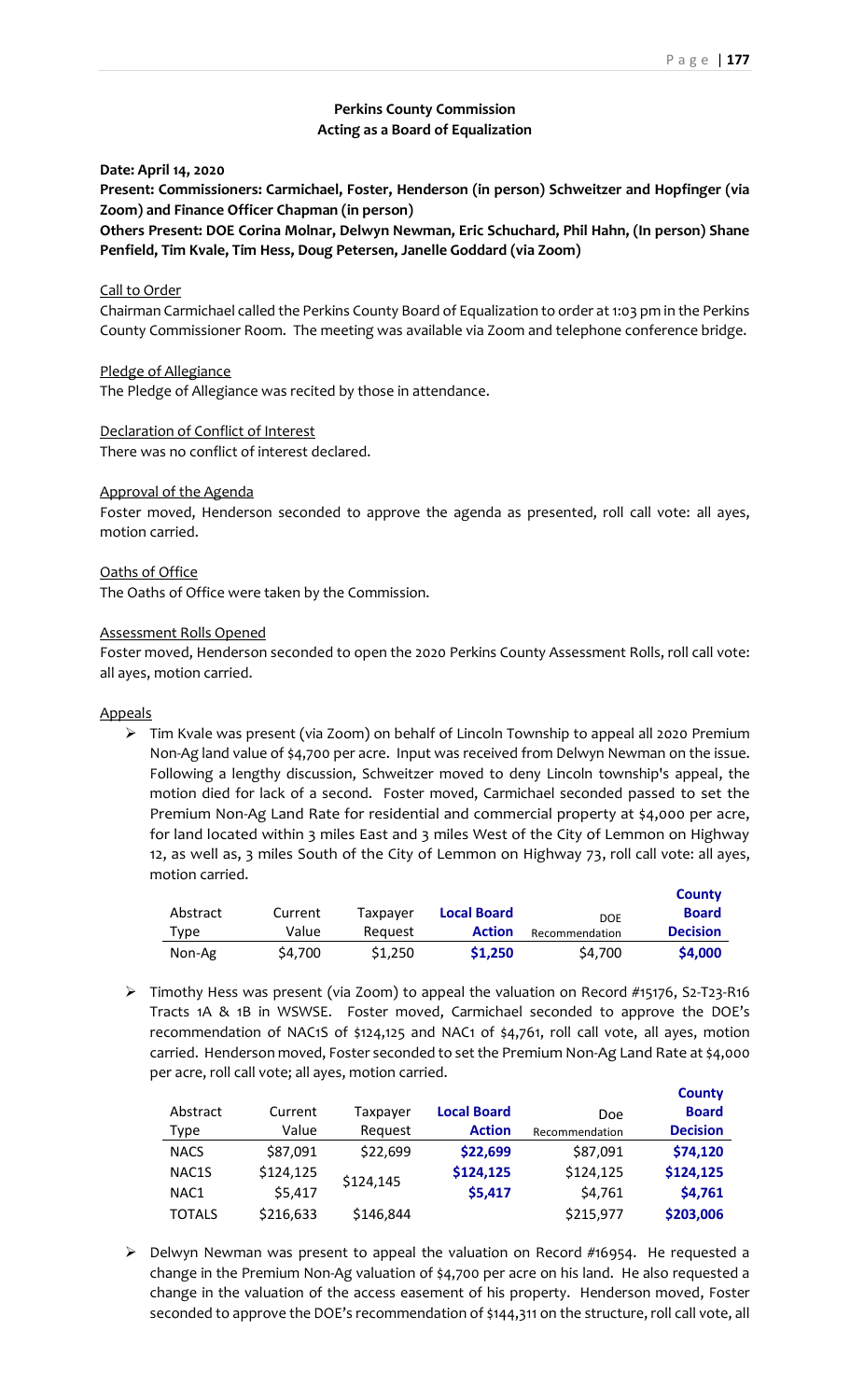**Perkins County Commission**
**Acting as a Board of Equalization**

**Date: April 14, 2020**

**Present: Commissioners: Carmichael, Foster, Henderson (in person) Schweitzer and Hopfinger (via Zoom) and Finance Officer Chapman (in person)**

**Others Present: DOE Corina Molnar, Delwyn Newman, Eric Schuchard, Phil Hahn, (In person) Shane Penfield, Tim Kvale, Tim Hess, Doug Petersen, Janelle Goddard (via Zoom)**

Call to Order

Chairman Carmichael called the Perkins County Board of Equalization to order at 1:03 pm in the Perkins County Commissioner Room. The meeting was available via Zoom and telephone conference bridge.

Pledge of Allegiance

The Pledge of Allegiance was recited by those in attendance.

Declaration of Conflict of Interest

There was no conflict of interest declared.

Approval of the Agenda

Foster moved, Henderson seconded to approve the agenda as presented, roll call vote: all ayes, motion carried.

Oaths of Office

The Oaths of Office were taken by the Commission.

Assessment Rolls Opened

Foster moved, Henderson seconded to open the 2020 Perkins County Assessment Rolls, roll call vote: all ayes, motion carried.

Appeals

- Tim Kvale was present (via Zoom) on behalf of Lincoln Township to appeal all 2020 Premium Non-Ag land value of $4,700 per acre. Input was received from Delwyn Newman on the issue. Following a lengthy discussion, Schweitzer moved to deny Lincoln township's appeal, the motion died for lack of a second. Foster moved, Carmichael seconded passed to set the Premium Non-Ag Land Rate for residential and commercial property at $4,000 per acre, for land located within 3 miles East and 3 miles West of the City of Lemmon on Highway 12, as well as, 3 miles South of the City of Lemmon on Highway 73, roll call vote: all ayes, motion carried.

| Abstract Type | Current Value | Taxpayer Request | **Local Board Action** | DOE Recommendation | **County Board Decision** |
|---|---|---|---|---|---|
| Non-Ag | $4,700 | $1,250 | **$1,250** | $4,700 | **$4,000** |

- Timothy Hess was present (via Zoom) to appeal the valuation on Record #15176, S2-T23-R16 Tracts 1A & 1B in WSWSE. Foster moved, Carmichael seconded to approve the DOE's recommendation of NAC1S of $124,125 and NAC1 of $4,761, roll call vote, all ayes, motion carried. Henderson moved, Foster seconded to set the Premium Non-Ag Land Rate at $4,000 per acre, roll call vote; all ayes, motion carried.

| Abstract Type | Current Value | Taxpayer Request | **Local Board Action** | Doe Recommendation | **County Board Decision** |
|---|---|---|---|---|---|
| NACS | $87,091 | $22,699 | **$22,699** | $87,091 | **$74,120** |
| NAC1S | $124,125 | $124,145 | **$124,125** | $124,125 | **$124,125** |
| NAC1 | $5,417 | | **$5,417** | $4,761 | **$4,761** |
| TOTALS | $216,633 | $146,844 | | $215,977 | **$203,006** |

- Delwyn Newman was present to appeal the valuation on Record #16954. He requested a change in the Premium Non-Ag valuation of $4,700 per acre on his land. He also requested a change in the valuation of the access easement of his property. Henderson moved, Foster seconded to approve the DOE's recommendation of $144,311 on the structure, roll call vote, all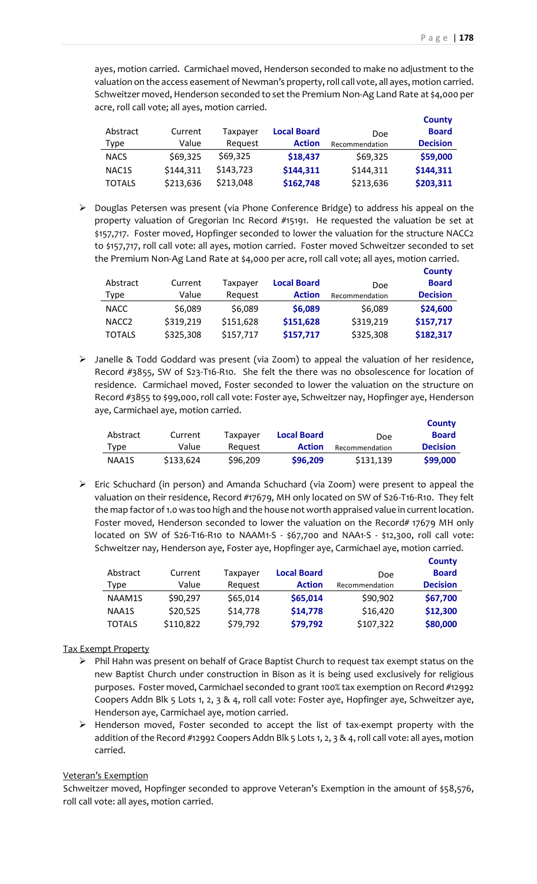ayes, motion carried. Carmichael moved, Henderson seconded to make no adjustment to the valuation on the access easement of Newman's property, roll call vote, all ayes, motion carried. Schweitzer moved, Henderson seconded to set the Premium Non-Ag Land Rate at $4,000 per acre, roll call vote; all ayes, motion carried.

| Abstract Type | Current Value | Taxpayer Request | **Local Board Action** | Doe Recommendation | **County Board Decision** |
|---|---|---|---|---|---|
| NACS | $69,325 | $69,325 | **$18,437** | $69,325 | **$59,000** |
| NAC1S | $144,311 | $143,723 | **$144,311** | $144,311 | **$144,311** |
| TOTALS | $213,636 | $213,048 | **$162,748** | $213,636 | **$203,311** |

- Douglas Petersen was present (via Phone Conference Bridge) to address his appeal on the property valuation of Gregorian Inc Record #15191. He requested the valuation be set at $157,717. Foster moved, Hopfinger seconded to lower the valuation for the structure NACC2 to $157,717, roll call vote: all ayes, motion carried. Foster moved Schweitzer seconded to set the Premium Non-Ag Land Rate at $4,000 per acre, roll call vote; all ayes, motion carried.

| Abstract Type | Current Value | Taxpayer Request | **Local Board Action** | Doe Recommendation | **County Board Decision** |
|---|---|---|---|---|---|
| NACC | $6,089 | $6,089 | **$6,089** | $6,089 | **$24,600** |
| NACC2 | $319,219 | $151,628 | **$151,628** | $319,219 | **$157,717** |
| TOTALS | $325,308 | $157,717 | **$157,717** | $325,308 | **$182,317** |

- Janelle & Todd Goddard was present (via Zoom) to appeal the valuation of her residence, Record #3855, SW of S23-T16-R10. She felt the there was no obsolescence for location of residence. Carmichael moved, Foster seconded to lower the valuation on the structure on Record #3855 to $99,000, roll call vote: Foster aye, Schweitzer nay, Hopfinger aye, Henderson aye, Carmichael aye, motion carried.

| Abstract Type | Current Value | Taxpayer Request | **Local Board Action** | Doe Recommendation | **County Board Decision** |
|---|---|---|---|---|---|
| NAA1S | $133,624 | $96,209 | **$96,209** | $131,139 | **$99,000** |

- Eric Schuchard (in person) and Amanda Schuchard (via Zoom) were present to appeal the valuation on their residence, Record #17679, MH only located on SW of S26-T16-R10. They felt the map factor of 1.0 was too high and the house not worth appraised value in current location. Foster moved, Henderson seconded to lower the valuation on the Record# 17679 MH only located on SW of S26-T16-R10 to NAAM1-S - $67,700 and NAA1-S - $12,300, roll call vote: Schweitzer nay, Henderson aye, Foster aye, Hopfinger aye, Carmichael aye, motion carried.

| Abstract Type | Current Value | Taxpayer Request | **Local Board Action** | Doe Recommendation | **County Board Decision** |
|---|---|---|---|---|---|
| NAAM1S | $90,297 | $65,014 | **$65,014** | $90,902 | **$67,700** |
| NAA1S | $20,525 | $14,778 | **$14,778** | $16,420 | **$12,300** |
| TOTALS | $110,822 | $79,792 | **$79,792** | $107,322 | **$80,000** |

Tax Exempt Property

- Phil Hahn was present on behalf of Grace Baptist Church to request tax exempt status on the new Baptist Church under construction in Bison as it is being used exclusively for religious purposes. Foster moved, Carmichael seconded to grant 100% tax exemption on Record #12992 Coopers Addn Blk 5 Lots 1, 2, 3 & 4, roll call vote: Foster aye, Hopfinger aye, Schweitzer aye, Henderson aye, Carmichael aye, motion carried.
- Henderson moved, Foster seconded to accept the list of tax-exempt property with the addition of the Record #12992 Coopers Addn Blk 5 Lots 1, 2, 3 & 4, roll call vote: all ayes, motion carried.

Veteran's Exemption

Schweitzer moved, Hopfinger seconded to approve Veteran's Exemption in the amount of $58,576, roll call vote: all ayes, motion carried.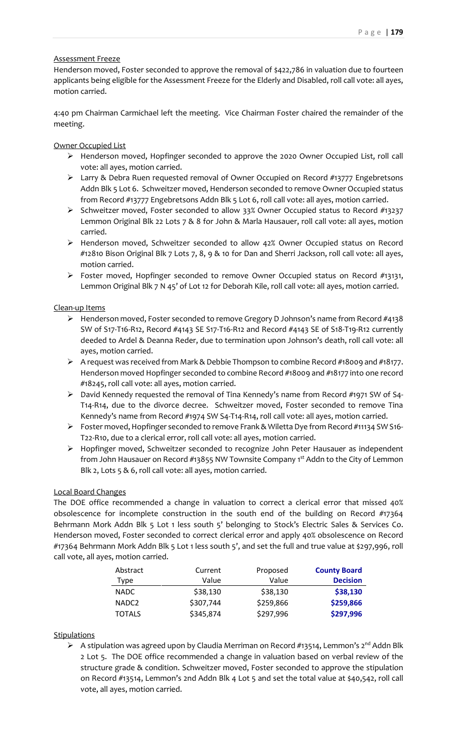Assessment Freeze

Henderson moved, Foster seconded to approve the removal of $422,786 in valuation due to fourteen applicants being eligible for the Assessment Freeze for the Elderly and Disabled, roll call vote: all ayes, motion carried.

4:40 pm Chairman Carmichael left the meeting. Vice Chairman Foster chaired the remainder of the meeting.

Owner Occupied List

- Henderson moved, Hopfinger seconded to approve the 2020 Owner Occupied List, roll call vote: all ayes, motion carried.
- Larry & Debra Ruen requested removal of Owner Occupied on Record #13777 Engebretsons Addn Blk 5 Lot 6. Schweitzer moved, Henderson seconded to remove Owner Occupied status from Record #13777 Engebretsons Addn Blk 5 Lot 6, roll call vote: all ayes, motion carried.
- Schweitzer moved, Foster seconded to allow 33% Owner Occupied status to Record #13237 Lemmon Original Blk 22 Lots 7 & 8 for John & Marla Hausauer, roll call vote: all ayes, motion carried.
- Henderson moved, Schweitzer seconded to allow 42% Owner Occupied status on Record #12810 Bison Original Blk 7 Lots 7, 8, 9 & 10 for Dan and Sherri Jackson, roll call vote: all ayes, motion carried.
- Foster moved, Hopfinger seconded to remove Owner Occupied status on Record #13131, Lemmon Original Blk 7 N 45' of Lot 12 for Deborah Kile, roll call vote: all ayes, motion carried.

Clean-up Items

- Henderson moved, Foster seconded to remove Gregory D Johnson's name from Record #4138 SW of S17-T16-R12, Record #4143 SE S17-T16-R12 and Record #4143 SE of S18-T19-R12 currently deeded to Ardel & Deanna Reder, due to termination upon Johnson's death, roll call vote: all ayes, motion carried.
- A request was received from Mark & Debbie Thompson to combine Record #18009 and #18177. Henderson moved Hopfinger seconded to combine Record #18009 and #18177 into one record #18245, roll call vote: all ayes, motion carried.
- David Kennedy requested the removal of Tina Kennedy's name from Record #1971 SW of S4-T14-R14, due to the divorce decree. Schweitzer moved, Foster seconded to remove Tina Kennedy's name from Record #1974 SW S4-T14-R14, roll call vote: all ayes, motion carried.
- Foster moved, Hopfinger seconded to remove Frank & Wiletta Dye from Record #11134 SW S16-T22-R10, due to a clerical error, roll call vote: all ayes, motion carried.
- Hopfinger moved, Schweitzer seconded to recognize John Peter Hausauer as independent from John Hausauer on Record #13855 NW Townsite Company 1st Addn to the City of Lemmon Blk 2, Lots 5 & 6, roll call vote: all ayes, motion carried.

Local Board Changes

The DOE office recommended a change in valuation to correct a clerical error that missed 40% obsolescence for incomplete construction in the south end of the building on Record #17364 Behrmann Mork Addn Blk 5 Lot 1 less south 5' belonging to Stock's Electric Sales & Services Co. Henderson moved, Foster seconded to correct clerical error and apply 40% obsolescence on Record #17364 Behrmann Mork Addn Blk 5 Lot 1 less south 5', and set the full and true value at $297,996, roll call vote, all ayes, motion carried.

| Abstract Type | Current Value | Proposed Value | **County Board Decision** |
|---|---|---|---|
| NADC | $38,130 | $38,130 | **$38,130** |
| NADC2 | $307,744 | $259,866 | **$259,866** |
| TOTALS | $345,874 | $297,996 | **$297,996** |

Stipulations

- A stipulation was agreed upon by Claudia Merriman on Record #13514, Lemmon's 2nd Addn Blk 2 Lot 5. The DOE office recommended a change in valuation based on verbal review of the structure grade & condition. Schweitzer moved, Foster seconded to approve the stipulation on Record #13514, Lemmon's 2nd Addn Blk 4 Lot 5 and set the total value at $40,542, roll call vote, all ayes, motion carried.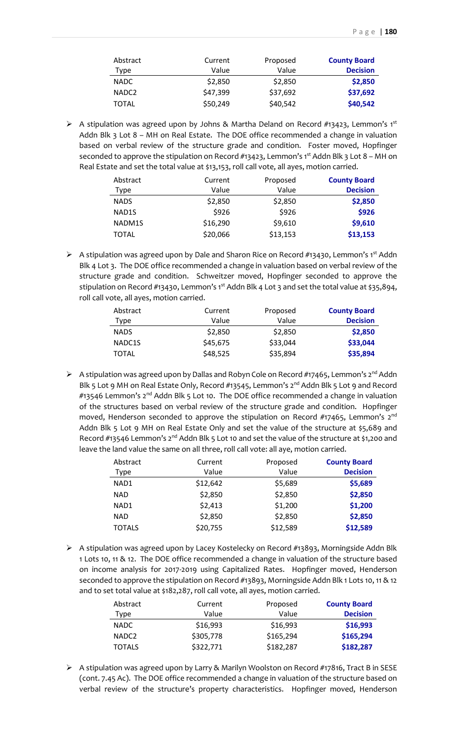| Abstract Type | Current Value | Proposed Value | **County Board Decision** |
|---|---|---|---|
| NADC | \$2,850 | \$2,850 | **\$2,850** |
| NADC2 | \$47,399 | \$37,692 | **\$37,692** |
| TOTAL | \$50,249 | \$40,542 | **\$40,542** |

- A stipulation was agreed upon by Johns & Martha Deland on Record #13423, Lemmon's 1st Addn Blk 3 Lot 8 – MH on Real Estate. The DOE office recommended a change in valuation based on verbal review of the structure grade and condition. Foster moved, Hopfinger seconded to approve the stipulation on Record #13423, Lemmon's 1st Addn Blk 3 Lot 8 – MH on Real Estate and set the total value at \$13,153, roll call vote, all ayes, motion carried.

| Abstract Type | Current Value | Proposed Value | **County Board Decision** |
|---|---|---|---|
| NADS | \$2,850 | \$2,850 | **\$2,850** |
| NAD1S | \$926 | \$926 | **\$926** |
| NADM1S | \$16,290 | \$9,610 | **\$9,610** |
| TOTAL | \$20,066 | \$13,153 | **\$13,153** |

- A stipulation was agreed upon by Dale and Sharon Rice on Record #13430, Lemmon's 1st Addn Blk 4 Lot 3. The DOE office recommended a change in valuation based on verbal review of the structure grade and condition. Schweitzer moved, Hopfinger seconded to approve the stipulation on Record #13430, Lemmon's 1st Addn Blk 4 Lot 3 and set the total value at \$35,894, roll call vote, all ayes, motion carried.

| Abstract Type | Current Value | Proposed Value | **County Board Decision** |
|---|---|---|---|
| NADS | \$2,850 | \$2,850 | **\$2,850** |
| NADC1S | \$45,675 | \$33,044 | **\$33,044** |
| TOTAL | \$48,525 | \$35,894 | **\$35,894** |

- A stipulation was agreed upon by Dallas and Robyn Cole on Record #17465, Lemmon's 2nd Addn Blk 5 Lot 9 MH on Real Estate Only, Record #13545, Lemmon's 2nd Addn Blk 5 Lot 9 and Record #13546 Lemmon's 2nd Addn Blk 5 Lot 10. The DOE office recommended a change in valuation of the structures based on verbal review of the structure grade and condition. Hopfinger moved, Henderson seconded to approve the stipulation on Record #17465, Lemmon's 2nd Addn Blk 5 Lot 9 MH on Real Estate Only and set the value of the structure at \$5,689 and Record #13546 Lemmon's 2nd Addn Blk 5 Lot 10 and set the value of the structure at \$1,200 and leave the land value the same on all three, roll call vote: all aye, motion carried.

| Abstract Type | Current Value | Proposed Value | **County Board Decision** |
|---|---|---|---|
| NAD1 | \$12,642 | \$5,689 | **\$5,689** |
| NAD | \$2,850 | \$2,850 | **\$2,850** |
| NAD1 | \$2,413 | \$1,200 | **\$1,200** |
| NAD | \$2,850 | \$2,850 | **\$2,850** |
| TOTALS | \$20,755 | \$12,589 | **\$12,589** |

- A stipulation was agreed upon by Lacey Kostelecky on Record #13893, Morningside Addn Blk 1 Lots 10, 11 & 12. The DOE office recommended a change in valuation of the structure based on income analysis for 2017-2019 using Capitalized Rates. Hopfinger moved, Henderson seconded to approve the stipulation on Record #13893, Morningside Addn Blk 1 Lots 10, 11 & 12 and to set total value at \$182,287, roll call vote, all ayes, motion carried.

| Abstract Type | Current Value | Proposed Value | **County Board Decision** |
|---|---|---|---|
| NADC | \$16,993 | \$16,993 | **\$16,993** |
| NADC2 | \$305,778 | \$165,294 | **\$165,294** |
| TOTALS | \$322,771 | \$182,287 | **\$182,287** |

- A stipulation was agreed upon by Larry & Marilyn Woolston on Record #17816, Tract B in SESE (cont. 7.45 Ac). The DOE office recommended a change in valuation of the structure based on verbal review of the structure's property characteristics. Hopfinger moved, Henderson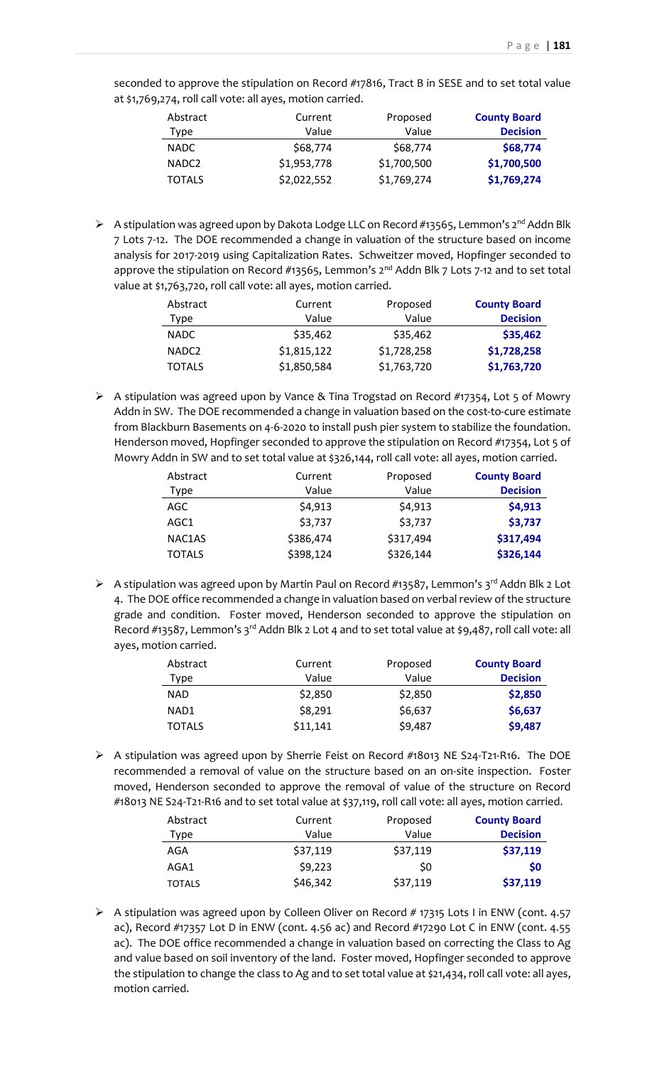seconded to approve the stipulation on Record #17816, Tract B in SESE and to set total value at $1,769,274, roll call vote: all ayes, motion carried.

| Abstract Type | Current Value | Proposed Value | **County Board Decision** |
|---|---|---|---|
| NADC | $68,774 | $68,774 | **$68,774** |
| NADC2 | $1,953,778 | $1,700,500 | **$1,700,500** |
| TOTALS | $2,022,552 | $1,769,274 | **$1,769,274** |

- A stipulation was agreed upon by Dakota Lodge LLC on Record #13565, Lemmon's 2nd Addn Blk 7 Lots 7-12. The DOE recommended a change in valuation of the structure based on income analysis for 2017-2019 using Capitalization Rates. Schweitzer moved, Hopfinger seconded to approve the stipulation on Record #13565, Lemmon's 2nd Addn Blk 7 Lots 7-12 and to set total value at $1,763,720, roll call vote: all ayes, motion carried.

| Abstract Type | Current Value | Proposed Value | **County Board Decision** |
|---|---|---|---|
| NADC | $35,462 | $35,462 | **$35,462** |
| NADC2 | $1,815,122 | $1,728,258 | **$1,728,258** |
| TOTALS | $1,850,584 | $1,763,720 | **$1,763,720** |

- A stipulation was agreed upon by Vance & Tina Trogstad on Record #17354, Lot 5 of Mowry Addn in SW. The DOE recommended a change in valuation based on the cost-to-cure estimate from Blackburn Basements on 4-6-2020 to install push pier system to stabilize the foundation. Henderson moved, Hopfinger seconded to approve the stipulation on Record #17354, Lot 5 of Mowry Addn in SW and to set total value at $326,144, roll call vote: all ayes, motion carried.

| Abstract Type | Current Value | Proposed Value | **County Board Decision** |
|---|---|---|---|
| AGC | $4,913 | $4,913 | **$4,913** |
| AGC1 | $3,737 | $3,737 | **$3,737** |
| NAC1AS | $386,474 | $317,494 | **$317,494** |
| TOTALS | $398,124 | $326,144 | **$326,144** |

- A stipulation was agreed upon by Martin Paul on Record #13587, Lemmon's 3rd Addn Blk 2 Lot 4. The DOE office recommended a change in valuation based on verbal review of the structure grade and condition. Foster moved, Henderson seconded to approve the stipulation on Record #13587, Lemmon's 3rd Addn Blk 2 Lot 4 and to set total value at $9,487, roll call vote: all ayes, motion carried.

| Abstract Type | Current Value | Proposed Value | **County Board Decision** |
|---|---|---|---|
| NAD | $2,850 | $2,850 | **$2,850** |
| NAD1 | $8,291 | $6,637 | **$6,637** |
| TOTALS | $11,141 | $9,487 | **$9,487** |

- A stipulation was agreed upon by Sherrie Feist on Record #18013 NE S24-T21-R16. The DOE recommended a removal of value on the structure based on an on-site inspection. Foster moved, Henderson seconded to approve the removal of value of the structure on Record #18013 NE S24-T21-R16 and to set total value at $37,119, roll call vote: all ayes, motion carried.

| Abstract Type | Current Value | Proposed Value | **County Board Decision** |
|---|---|---|---|
| AGA | $37,119 | $37,119 | **$37,119** |
| AGA1 | $9,223 | $0 | **$0** |
| TOTALS | $46,342 | $37,119 | **$37,119** |

- A stipulation was agreed upon by Colleen Oliver on Record # 17315 Lots I in ENW (cont. 4.57 ac), Record #17357 Lot D in ENW (cont. 4.56 ac) and Record #17290 Lot C in ENW (cont. 4.55 ac). The DOE office recommended a change in valuation based on correcting the Class to Ag and value based on soil inventory of the land. Foster moved, Hopfinger seconded to approve the stipulation to change the class to Ag and to set total value at $21,434, roll call vote: all ayes, motion carried.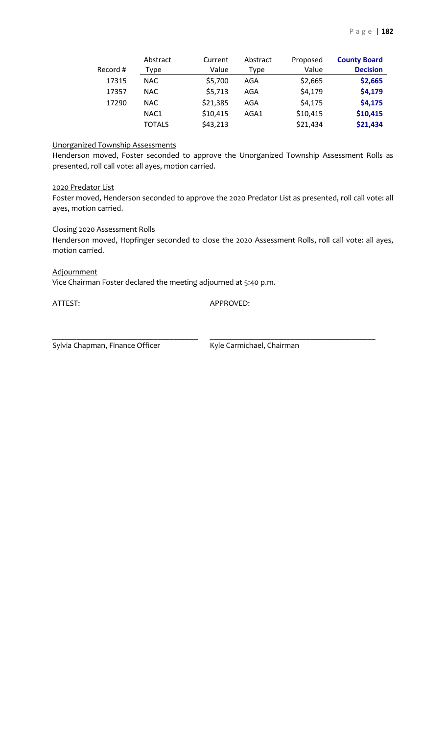| Record # | Abstract Type | Current Value | Abstract Type | Proposed Value | **County Board Decision** |
|---|---|---|---|---|---|
| 17315 | NAC | $5,700 | AGA | $2,665 | **$2,665** |
| 17357 | NAC | $5,713 | AGA | $4,179 | **$4,179** |
| 17290 | NAC | $21,385 | AGA | $4,175 | **$4,175** |
| | NAC1 | $10,415 | AGA1 | $10,415 | **$10,415** |
| | TOTALS | $43,213 | | $21,434 | **$21,434** |

Unorganized Township Assessments

Henderson moved, Foster seconded to approve the Unorganized Township Assessment Rolls as presented, roll call vote: all ayes, motion carried.

2020 Predator List

Foster moved, Henderson seconded to approve the 2020 Predator List as presented, roll call vote: all ayes, motion carried.

Closing 2020 Assessment Rolls

Henderson moved, Hopfinger seconded to close the 2020 Assessment Rolls, roll call vote: all ayes, motion carried.

Adjournment

Vice Chairman Foster declared the meeting adjourned at 5:40 p.m.

ATTEST: APPROVED:

\_\_\_\_\_\_\_\_\_\_\_\_\_\_\_\_\_\_\_\_\_\_\_\_\_\_\_\_\_\_\_\_ \_\_\_\_\_\_\_\_\_\_\_\_\_\_\_\_\_\_\_\_\_\_\_\_\_\_\_\_\_\_\_\_

Sylvia Chapman, Finance Officer Kyle Carmichael, Chairman